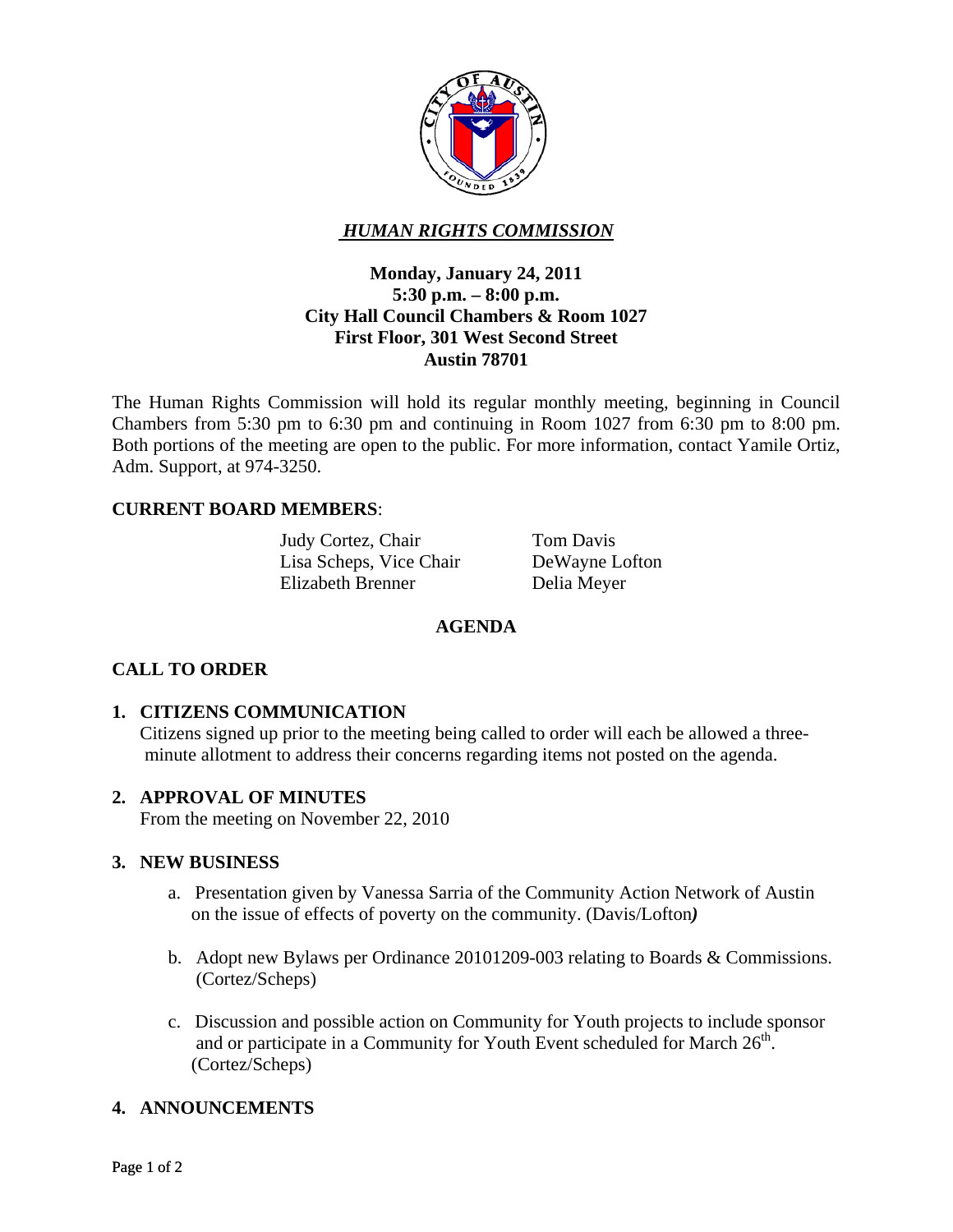# *HUMAN RIGHTS COMMISSION*

**Monday, January 24, 2011**
**5:30 p.m. – 8:00 p.m.**
**City Hall Council Chambers & Room 1027**
**First Floor, 301 West Second Street**
**Austin 78701**

The Human Rights Commission will hold its regular monthly meeting, beginning in Council Chambers from 5:30 pm to 6:30 pm and continuing in Room 1027 from 6:30 pm to 8:00 pm. Both portions of the meeting are open to the public. For more information, contact Yamile Ortiz, Adm. Support, at 974-3250.

## CURRENT BOARD MEMBERS:

Judy Cortez, Chair
Lisa Scheps, Vice Chair
Elizabeth Brenner
Tom Davis
DeWayne Lofton
Delia Meyer

## AGENDA

## CALL TO ORDER

**1. CITIZENS COMMUNICATION**
Citizens signed up prior to the meeting being called to order will each be allowed a three-minute allotment to address their concerns regarding items not posted on the agenda.

**2. APPROVAL OF MINUTES**
From the meeting on November 22, 2010

**3. NEW BUSINESS**

a. Presentation given by Vanessa Sarria of the Community Action Network of Austin on the issue of effects of poverty on the community. (Davis/Lofton*)*

b. Adopt new Bylaws per Ordinance 20101209-003 relating to Boards & Commissions. (Cortez/Scheps)

c. Discussion and possible action on Community for Youth projects to include sponsor and or participate in a Community for Youth Event scheduled for March 26th. (Cortez/Scheps)

**4. ANNOUNCEMENTS**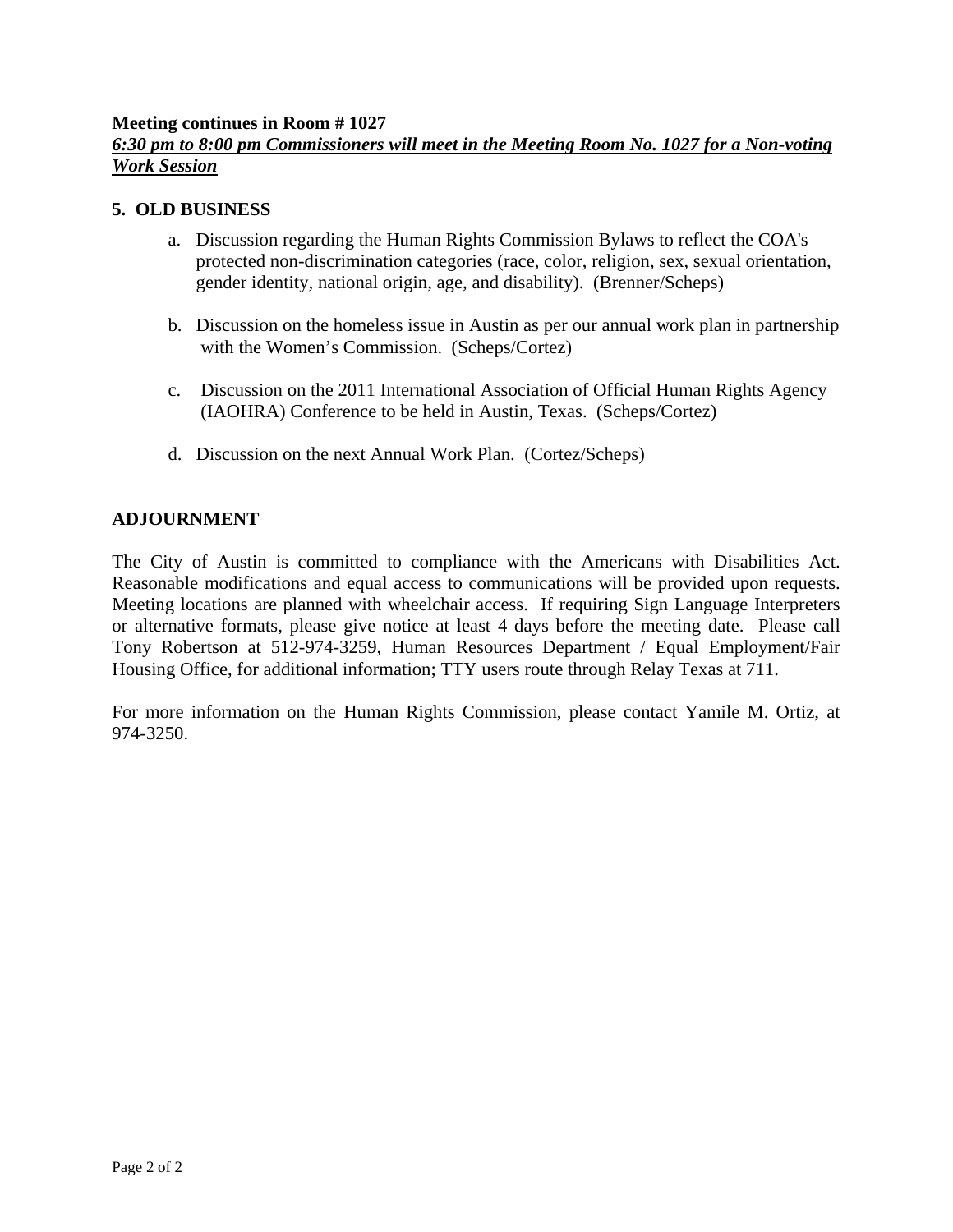**Meeting continues in Room # 1027**

***6:30 pm to 8:00 pm Commissioners will meet in the Meeting Room No. 1027 for a Non-voting Work Session***

## 5. OLD BUSINESS

a. Discussion regarding the Human Rights Commission Bylaws to reflect the COA's protected non-discrimination categories (race, color, religion, sex, sexual orientation, gender identity, national origin, age, and disability). (Brenner/Scheps)

b. Discussion on the homeless issue in Austin as per our annual work plan in partnership with the Women's Commission. (Scheps/Cortez)

c. Discussion on the 2011 International Association of Official Human Rights Agency (IAOHRA) Conference to be held in Austin, Texas. (Scheps/Cortez)

d. Discussion on the next Annual Work Plan. (Cortez/Scheps)

## ADJOURNMENT

The City of Austin is committed to compliance with the Americans with Disabilities Act. Reasonable modifications and equal access to communications will be provided upon requests. Meeting locations are planned with wheelchair access. If requiring Sign Language Interpreters or alternative formats, please give notice at least 4 days before the meeting date. Please call Tony Robertson at 512-974-3259, Human Resources Department / Equal Employment/Fair Housing Office, for additional information; TTY users route through Relay Texas at 711.

For more information on the Human Rights Commission, please contact Yamile M. Ortiz, at 974-3250.